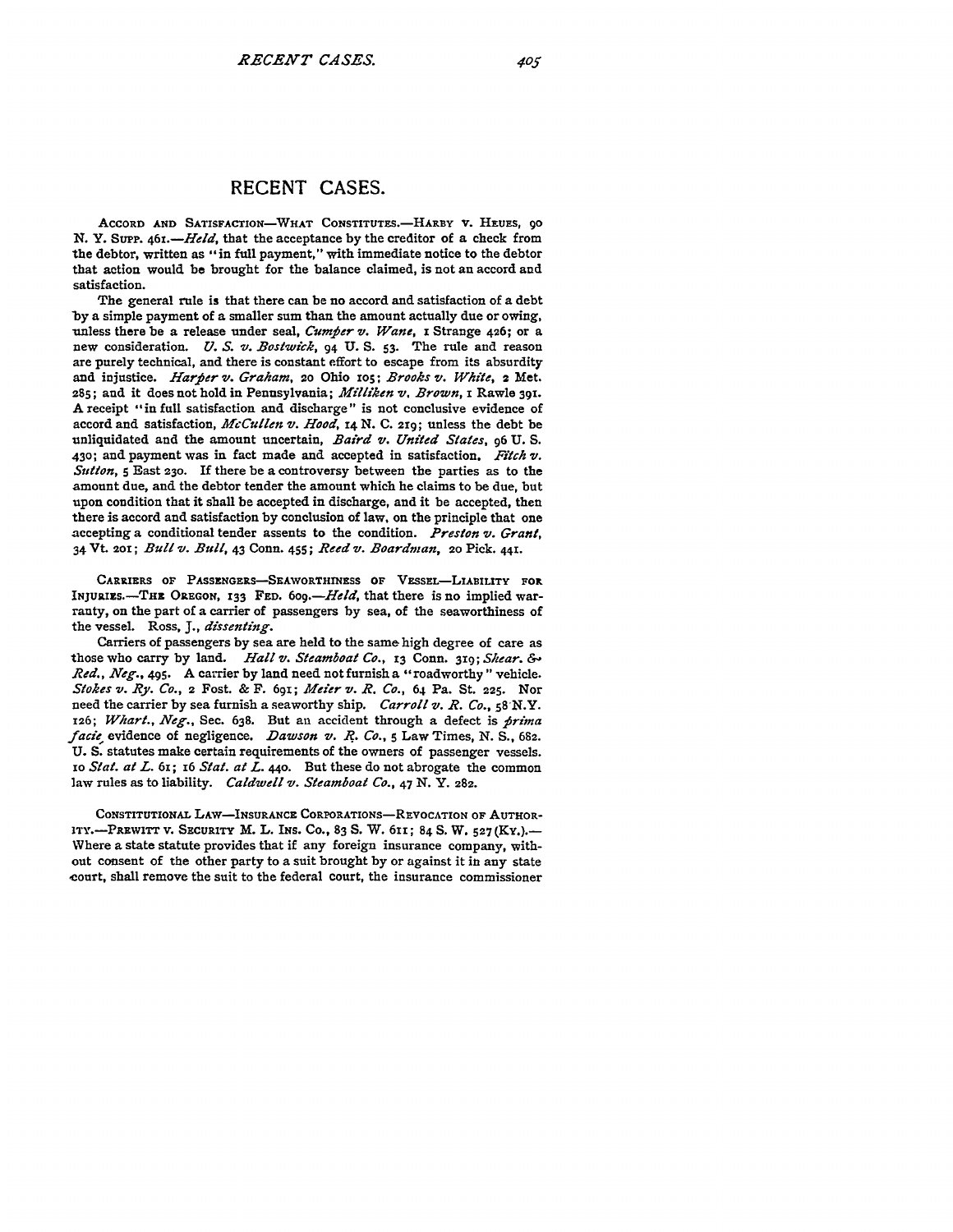# RECENT CASES.

ACCORD AND SATISFACTION—WHAT CONSTITUTES.—HARBY V. HEUES, 90 N. Y. SUPP. 461.—*Held*, that the acceptance by the creditor of a check from the debtor, written as "in full payment," with immediate notice to the debtor that action would be brought for the balance claimed, is not an accord and satisfaction.

The general rule is that there can be no accord and satisfaction of a debt by a simple payment of a smaller sum than the amount actually due or owing, unless there be a release under seal, *Cumper v. Wane*, 1 Strange 426; or a new consideration. *U. S. v. Bostwick*, 94 U. S. 53. The rule and reason are purely technical, and there is constant effort to escape from its absurdity and injustice. *Harper v. Graham*, 20 Ohio 105; *Brooks v. White*, 2 Met. 285; and it does not hold in Pennsylvania; *Milliken v. Brown*, 1 Rawle 391. A receipt "in full satisfaction and discharge" is not conclusive evidence of accord and satisfaction, *McCullen v. Hood*, 14 N. C. 219; unless the debt be unliquidated and the amount uncertain, *Baird v. United States*, 96 U. S. 430; and payment was in fact made and accepted in satisfaction. *Fitch v. Sutton*, 5 East 230. If there be a controversy between the parties as to the amount due, and the debtor tender the amount which he claims to be due, but upon condition that it shall be accepted in discharge, and it be accepted, then there is accord and satisfaction by conclusion of law, on the principle that one accepting a conditional tender assents to the condition. *Preston v. Grant*, 34 Vt. 201; *Bull v. Bull*, 43 Conn. 455; *Reed v. Boardman*, 20 Pick. 441.

CARRIERS OF PASSENGERS—SEAWORTHINESS OF VESSEL—LIABILITY FOR INJURIES.—THE OREGON, 133 FED. 609.—*Held*, that there is no implied warranty, on the part of a carrier of passengers by sea, of the seaworthiness of the vessel. Ross, J., *dissenting*.

Carriers of passengers by sea are held to the same high degree of care as those who carry by land. *Hall v. Steamboat Co.*, 13 Conn. 319; *Shear. & Red., Neg.*, 495. A carrier by land need not furnish a "roadworthy" vehicle. *Stokes v. Ry. Co.*, 2 Fost. & F. 691; *Meier v. R. Co.*, 64 Pa. St. 225. Nor need the carrier by sea furnish a seaworthy ship. *Carroll v. R. Co.*, 58 N.Y. 126; *Whart., Neg.*, Sec. 638. But an accident through a defect is *prima facie* evidence of negligence. *Dawson v. R. Co.*, 5 Law Times, N. S., 682. U. S. statutes make certain requirements of the owners of passenger vessels. 10 *Stat. at L.* 61; 16 *Stat. at L.* 440. But these do not abrogate the common law rules as to liability. *Caldwell v. Steamboat Co.*, 47 N. Y. 282.

CONSTITUTIONAL LAW—INSURANCE CORPORATIONS—REVOCATION OF AUTHORITY.—PREWITT V. SECURITY M. L. INS. CO., 83 S. W. 611; 84 S. W. 527 (KY.).—Where a state statute provides that if any foreign insurance company, without consent of the other party to a suit brought by or against it in any state court, shall remove the suit to the federal court, the insurance commissioner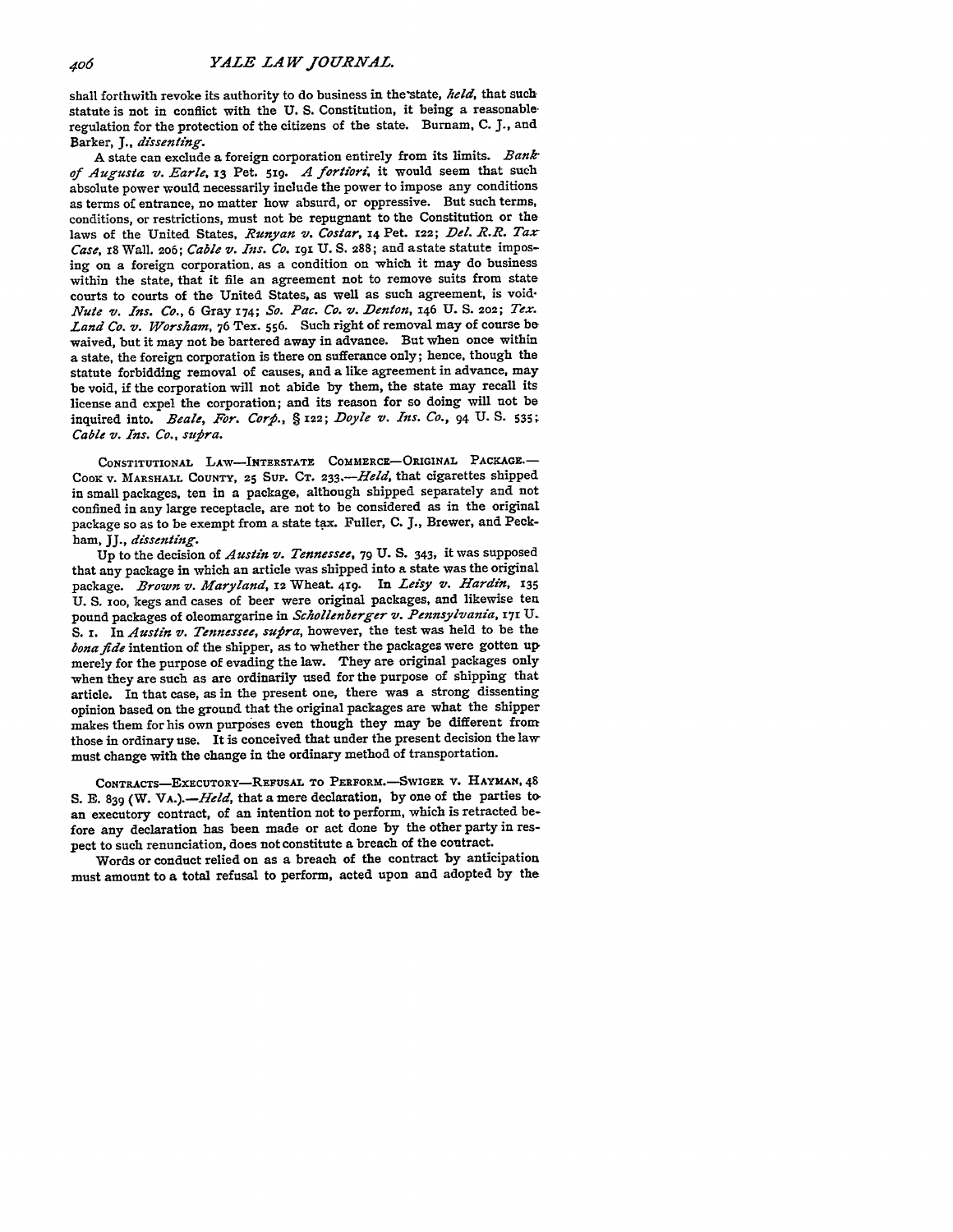shall forthwith revoke its authority to do business in the state, *held*, that such statute is not in conflict with the U. S. Constitution, it being a reasonable regulation for the protection of the citizens of the state. Burnam, C. J., and Barker, J., *dissenting*.

A state can exclude a foreign corporation entirely from its limits. *Bank of Augusta v. Earle*, 13 Pet. 519. *A fortiori*, it would seem that such absolute power would necessarily include the power to impose any conditions as terms of entrance, no matter how absurd, or oppressive. But such terms, conditions, or restrictions, must not be repugnant to the Constitution or the laws of the United States. *Runyan v. Costar*, 14 Pet. 122; *Del. R.R. Tax Case*, 18 Wall. 206; *Cable v. Ins. Co.* 191 U. S. 288; and a state statute imposing on a foreign corporation, as a condition on which it may do business within the state, that it file an agreement not to remove suits from state courts to courts of the United States, as well as such agreement, is void. *Nute v. Ins. Co.*, 6 Gray 174; *So. Pac. Co. v. Denton*, 146 U. S. 202; *Tex. Land Co. v. Worsham*, 76 Tex. 556. Such right of removal may of course be waived, but it may not be bartered away in advance. But when once within a state, the foreign corporation is there on sufferance only; hence, though the statute forbidding removal of causes, and a like agreement in advance, may be void, if the corporation will not abide by them, the state may recall its license and expel the corporation; and its reason for so doing will not be inquired into. *Beale, For. Corp.*, § 122; *Doyle v. Ins. Co.*, 94 U. S. 535; *Cable v. Ins. Co., supra*.

CONSTITUTIONAL LAW—INTERSTATE COMMERCE—ORIGINAL PACKAGE.—COOK v. MARSHALL COUNTY, 25 SUP. CT. 233.—*Held*, that cigarettes shipped in small packages, ten in a package, although shipped separately and not confined in any large receptacle, are not to be considered as in the original package so as to be exempt from a state tax. Fuller, C. J., Brewer, and Peckham, JJ., *dissenting*.

Up to the decision of *Austin v. Tennessee*, 79 U. S. 343, it was supposed that any package in which an article was shipped into a state was the original package. *Brown v. Maryland*, 12 Wheat. 419. In *Leisy v. Hardin*, 135 U. S. 100, kegs and cases of beer were original packages, and likewise ten pound packages of oleomargarine in *Schollenberger v. Pennsylvania*, 171 U. S. 1. In *Austin v. Tennessee, supra*, however, the test was held to be the *bona fide* intention of the shipper, as to whether the packages were gotten up merely for the purpose of evading the law. They are original packages only when they are such as are ordinarily used for the purpose of shipping that article. In that case, as in the present one, there was a strong dissenting opinion based on the ground that the original packages are what the shipper makes them for his own purposes even though they may be different from those in ordinary use. It is conceived that under the present decision the law must change with the change in the ordinary method of transportation.

CONTRACTS—EXECUTORY—REFUSAL TO PERFORM.—SWIGER v. HAYMAN, 48 S. E. 839 (W. VA.).—*Held*, that a mere declaration, by one of the parties to an executory contract, of an intention not to perform, which is retracted before any declaration has been made or act done by the other party in respect to such renunciation, does not constitute a breach of the contract.

Words or conduct relied on as a breach of the contract by anticipation must amount to a total refusal to perform, acted upon and adopted by the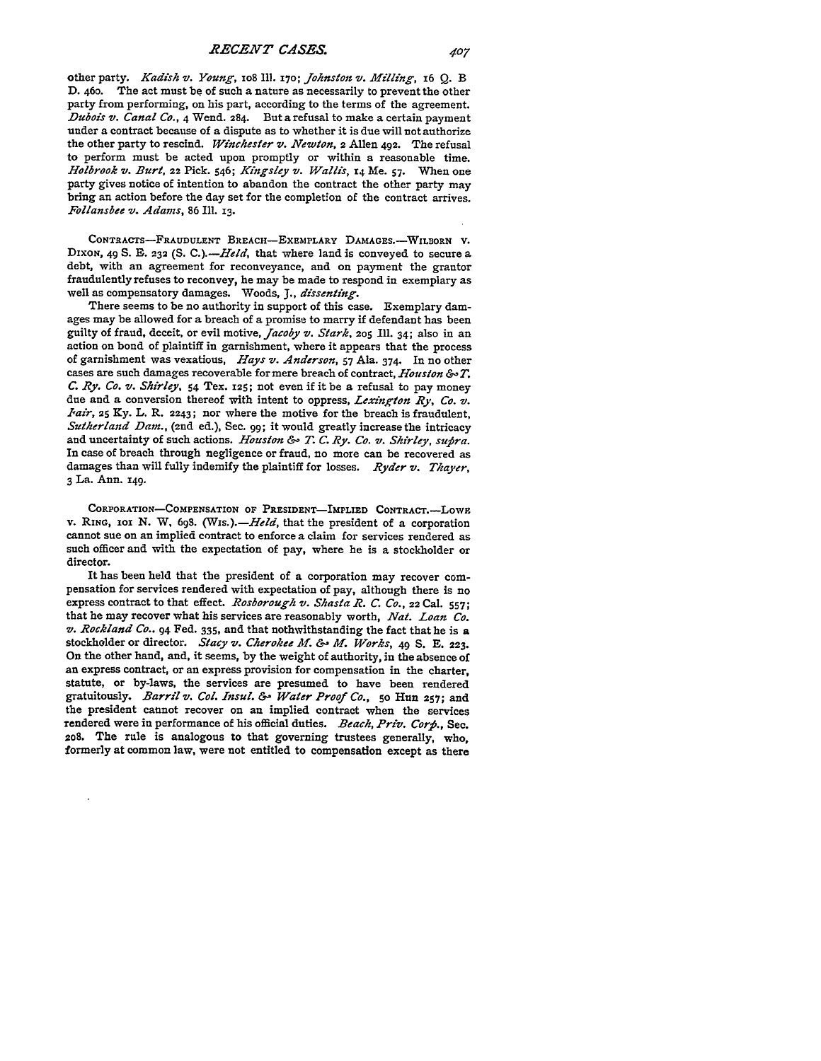other party. *Kadish v. Young*, 108 Ill. 170; *Johnston v. Milling*, 16 Q. B D. 460. The act must be of such a nature as necessarily to prevent the other party from performing, on his part, according to the terms of the agreement. *Dubois v. Canal Co.*, 4 Wend. 284. But a refusal to make a certain payment under a contract because of a dispute as to whether it is due will not authorize the other party to rescind. *Winchester v. Newton*, 2 Allen 492. The refusal to perform must be acted upon promptly or within a reasonable time. *Holbrook v. Burt*, 22 Pick. 546; *Kingsley v. Wallis*, 14 Me. 57. When one party gives notice of intention to abandon the contract the other party may bring an action before the day set for the completion of the contract arrives. *Follansbee v. Adams*, 86 Ill. 13.

CONTRACTS—FRAUDULENT BREACH—EXEMPLARY DAMAGES.—WILBORN V. DIXON, 49 S. E. 232 (S. C.).—*Held*, that where land is conveyed to secure a debt, with an agreement for reconveyance, and on payment the grantor fraudulently refuses to reconvey, he may be made to respond in exemplary as well as compensatory damages. Woods, J., *dissenting*.

There seems to be no authority in support of this case. Exemplary damages may be allowed for a breach of a promise to marry if defendant has been guilty of fraud, deceit, or evil motive, *Jacoby v. Stark*, 205 Ill. 34; also in an action on bond of plaintiff in garnishment, where it appears that the process of garnishment was vexatious, *Hays v. Anderson*, 57 Ala. 374. In no other cases are such damages recoverable for mere breach of contract, *Houston & T. C. Ry. Co. v. Shirley*, 54 Tex. 125; not even if it be a refusal to pay money due and a conversion thereof with intent to oppress, *Lexington Ry. Co. v. Fair*, 25 Ky. L. R. 2243; nor where the motive for the breach is fraudulent, *Sutherland Dam.*, (2nd ed.), Sec. 99; it would greatly increase the intricacy and uncertainty of such actions. *Houston & T. C. Ry. Co. v. Shirley, supra*. In case of breach through negligence or fraud, no more can be recovered as damages than will fully indemify the plaintiff for losses. *Ryder v. Thayer*, 3 La. Ann. 149.

CORPORATION—COMPENSATION OF PRESIDENT—IMPLIED CONTRACT.—LOWE V. RING, 101 N. W, 698. (WIS.).—*Held*, that the president of a corporation cannot sue on an implied contract to enforce a claim for services rendered as such officer and with the expectation of pay, where he is a stockholder or director.

It has been held that the president of a corporation may recover compensation for services rendered with expectation of pay, although there is no express contract to that effect. *Rosborough v. Shasta R. C. Co.*, 22 Cal. 557; that he may recover what his services are reasonably worth, *Nat. Loan Co. v. Rockland Co.*. 94 Fed. 335, and that nothwithstanding the fact that he is a stockholder or director. *Stacy v. Cherokee M. & M. Works*, 49 S. E. 223. On the other hand, and, it seems, by the weight of authority, in the absence of an express contract, or an express provision for compensation in the charter, statute, or by-laws, the services are presumed to have been rendered gratuitously. *Barril v. Col. Insul. & Water Proof Co.*, 50 Hun 257; and the president cannot recover on an implied contract when the services rendered were in performance of his official duties. *Beach, Priv. Corp.*, Sec. 208. The rule is analogous to that governing trustees generally, who, formerly at common law, were not entitled to compensation except as there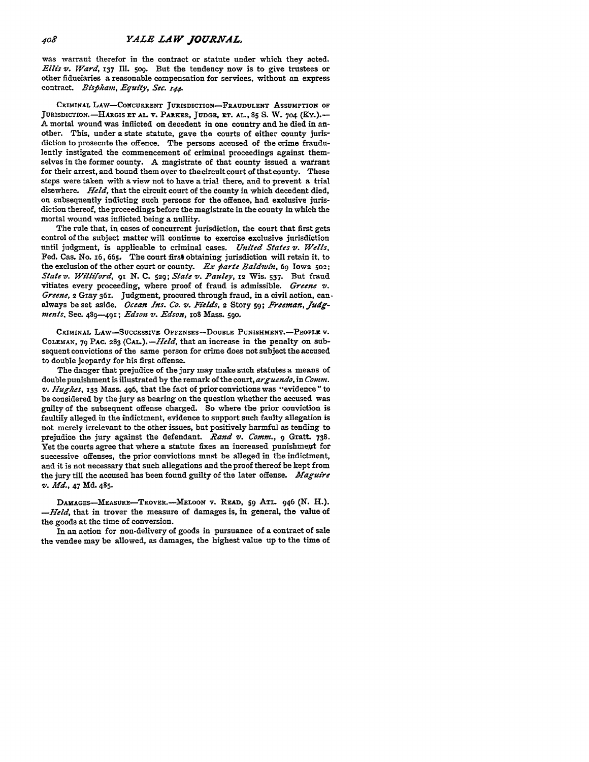was warrant therefor in the contract or statute under which they acted. *Ellis v. Ward*, 137 Ill. 509. But the tendency now is to give trustees or other fiduciaries a reasonable compensation for services, without an express contract. *Bispham, Equity, Sec. 144.*

CRIMINAL LAW—CONCURRENT JURISDICTION—FRAUDULENT ASSUMPTION OF JURISDICTION.—HARGIS ET AL. V. PARKER, JUDGE, ET. AL., 85 S. W. 704 (KY.).—A mortal wound was inflicted on decedent in one country and he died in another. This, under a state statute, gave the courts of either county jurisdiction to prosecute the offence. The persons accused of the crime fraudulently instigated the commencement of criminal proceedings against themselves in the former county. A magistrate of that county issued a warrant for their arrest, and bound them over to the circuit court of that county. These steps were taken with a view not to have a trial there, and to prevent a trial elsewhere. *Held*, that the circuit court of the county in which decedent died, on subsequently indicting such persons for the offence, had exclusive jurisdiction thereof, the proceedings before the magistrate in the county in which the mortal wound was inflicted being a nullity.

The rule that, in cases of concurrent jurisdiction, the court that first gets control of the subject matter will continue to exercise exclusive jurisdiction until judgment, is applicable to criminal cases. *United States v. Wells*, Fed. Cas. No. 16, 665. The court first obtaining jurisdiction will retain it, to the exclusion of the other court or county. *Ex parte Baldwin*, 69 Iowa 502; *State v. Williford*, 91 N. C. 529; *State v. Pauley*, 12 Wis. 537. But fraud vitiates every proceeding, where proof of fraud is admissible. *Greene v. Greene*, 2 Gray 361. Judgment, procured through fraud, in a civil action, can always be set aside. *Ocean Ins. Co. v. Fields*, 2 Story 59; *Freeman, Judgments*, Sec. 489—491; *Edson v. Edson*, 108 Mass. 590.

CRIMINAL LAW—SUCCESSIVE OFFENSES—DOUBLE PUNISHMENT.—PEOPLE V. COLEMAN, 79 PAC. 283 (CAL.).—*Held*, that an increase in the penalty on subsequent convictions of the same person for crime does not subject the accused to double jeopardy for his first offense.

The danger that prejudice of the jury may make such statutes a means of double punishment is illustrated by the remark of the court, *arguendo*, in *Comm. v. Hughes*, 133 Mass. 496, that the fact of prior convictions was "evidence" to be considered by the jury as bearing on the question whether the accused was guilty of the subsequent offense charged. So where the prior conviction is faultily alleged in the indictment, evidence to support such faulty allegation is not merely irrelevant to the other issues, but positively harmful as tending to prejudice the jury against the defendant. *Rand v. Comm.*, 9 Gratt. 738. Yet the courts agree that where a statute fixes an increased punishment for successive offenses, the prior convictions must be alleged in the indictment, and it is not necessary that such allegations and the proof thereof be kept from the jury till the accused has been found guilty of the later offense. *Maguire v. Md.*, 47 Md. 485.

DAMAGES—MEASURE—TROVER.—MELOON V. READ, 59 ATL. 946 (N. H.). —*Held*, that in trover the measure of damages is, in general, the value of the goods at the time of conversion.

In an action for non-delivery of goods in pursuance of a contract of sale the vendee may be allowed, as damages, the highest value up to the time of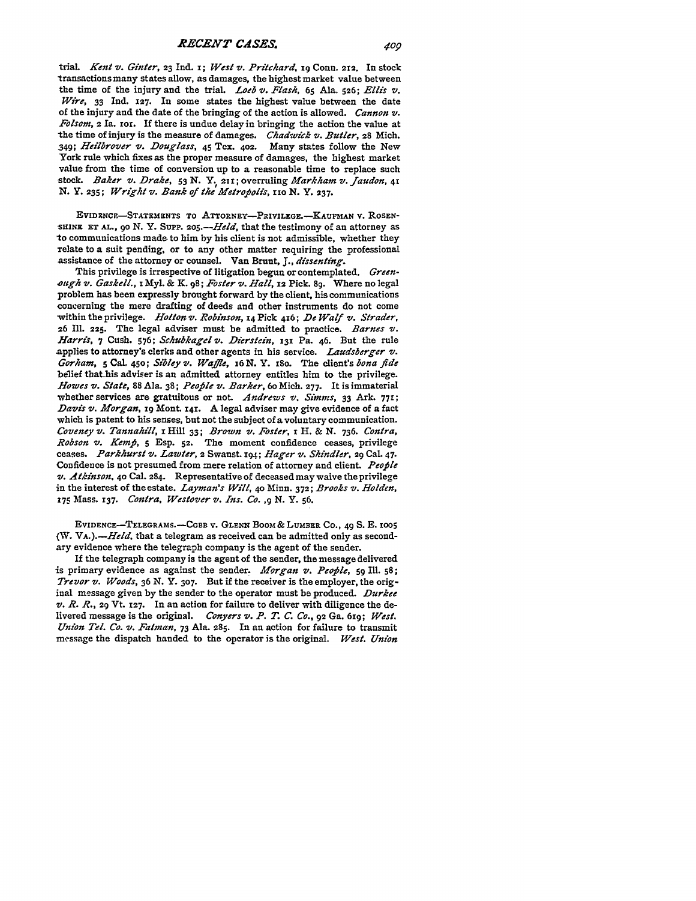trial. *Kent v. Ginter*, 23 Ind. 1; *West v. Pritchard*, 19 Conn. 212. In stock transactions many states allow, as damages, the highest market value between the time of the injury and the trial. *Loeb v. Flash*, 65 Ala. 526; *Ellis v. Wire*, 33 Ind. 127. In some states the highest value between the date of the injury and the date of the bringing of the action is allowed. *Cannon v. Folsom*, 2 Ia. 101. If there is undue delay in bringing the action the value at the time of injury is the measure of damages. *Chadwick v. Butler*, 28 Mich. 349; *Heilbrover v. Douglass*, 45 Tex. 402. Many states follow the New York rule which fixes as the proper measure of damages, the highest market value from the time of conversion up to a reasonable time to replace such stock. *Baker v. Drake*, 53 N. Y. 211; overruling *Markham v. Jaudon*, 41 N. Y. 235; *Wright v. Bank of the Metropolis*, 110 N. Y. 237.

EVIDENCE—STATEMENTS TO ATTORNEY—PRIVILEGE.—KAUFMAN V. ROSENSHINE ET AL., 90 N. Y. SUPP. 205.—*Held*, that the testimony of an attorney as to communications made to him by his client is not admissible, whether they relate to a suit pending, or to any other matter requiring the professional assistance of the attorney or counsel. Van Brunt, J., *dissenting*.

This privilege is irrespective of litigation begun or contemplated. *Greenough v. Gaskell.*, 1 Myl. & K. 98; *Foster v. Hall*, 12 Pick. 89. Where no legal problem has been expressly brought forward by the client, his communications concerning the mere drafting of deeds and other instruments do not come within the privilege. *Hotton v. Robinson*, 14 Pick 416; *De Walf v. Strader*, 26 Ill. 225. The legal adviser must be admitted to practice. *Barnes v. Harris*, 7 Cush. 576; *Schubkagel v. Dierstein*, 131 Pa. 46. But the rule applies to attorney's clerks and other agents in his service. *Laudsberger v. Gorham*, 5 Cal. 450; *Sibley v. Waffle*, 16 N. Y. 180. The client's *bona fide* belief that his adviser is an admitted attorney entitles him to the privilege. *Howes v. State*, 88 Ala. 38; *People v. Barker*, 60 Mich. 277. It is immaterial whether services are gratuitous or not. *Andrews v. Simms*, 33 Ark. 771; *Davis v. Morgan*, 19 Mont. 141. A legal adviser may give evidence of a fact which is patent to his senses, but not the subject of a voluntary communication. *Coveney v. Tannahill*, 1 Hill 33; *Brown v. Foster*, 1 H. & N. 736. *Contra*, *Robson v. Kemp*, 5 Esp. 52. The moment confidence ceases, privilege ceases. *Parkhurst v. Lawter*, 2 Swanst. 194; *Hager v. Shindler*, 29 Cal. 47. Confidence is not presumed from mere relation of attorney and client. *People v. Atkinson*, 40 Cal. 284. Representative of deceased may waive the privilege in the interest of the estate. *Layman's Will*, 40 Minn. 372; *Brooks v. Holden*, 175 Mass. 137. *Contra*, *Westover v. Ins. Co.*, 9 N. Y. 56.

EVIDENCE—TELEGRAMS.—COBB V. GLENN BOOM & LUMBER CO., 49 S. E. 1005 (W. VA.).—*Held*, that a telegram as received can be admitted only as secondary evidence where the telegraph company is the agent of the sender.

If the telegraph company is the agent of the sender, the message delivered is primary evidence as against the sender. *Morgan v. People*, 59 Ill. 58; *Trevor v. Woods*, 36 N. Y. 307. But if the receiver is the employer, the original message given by the sender to the operator must be produced. *Durkee v. R. R.*, 29 Vt. 127. In an action for failure to deliver with diligence the delivered message is the original. *Conyers v. P. T. C. Co.*, 92 Ga. 619; *West. Union Tel. Co. v. Fatman*, 73 Ala. 285. In an action for failure to transmit message the dispatch handed to the operator is the original. *West. Union*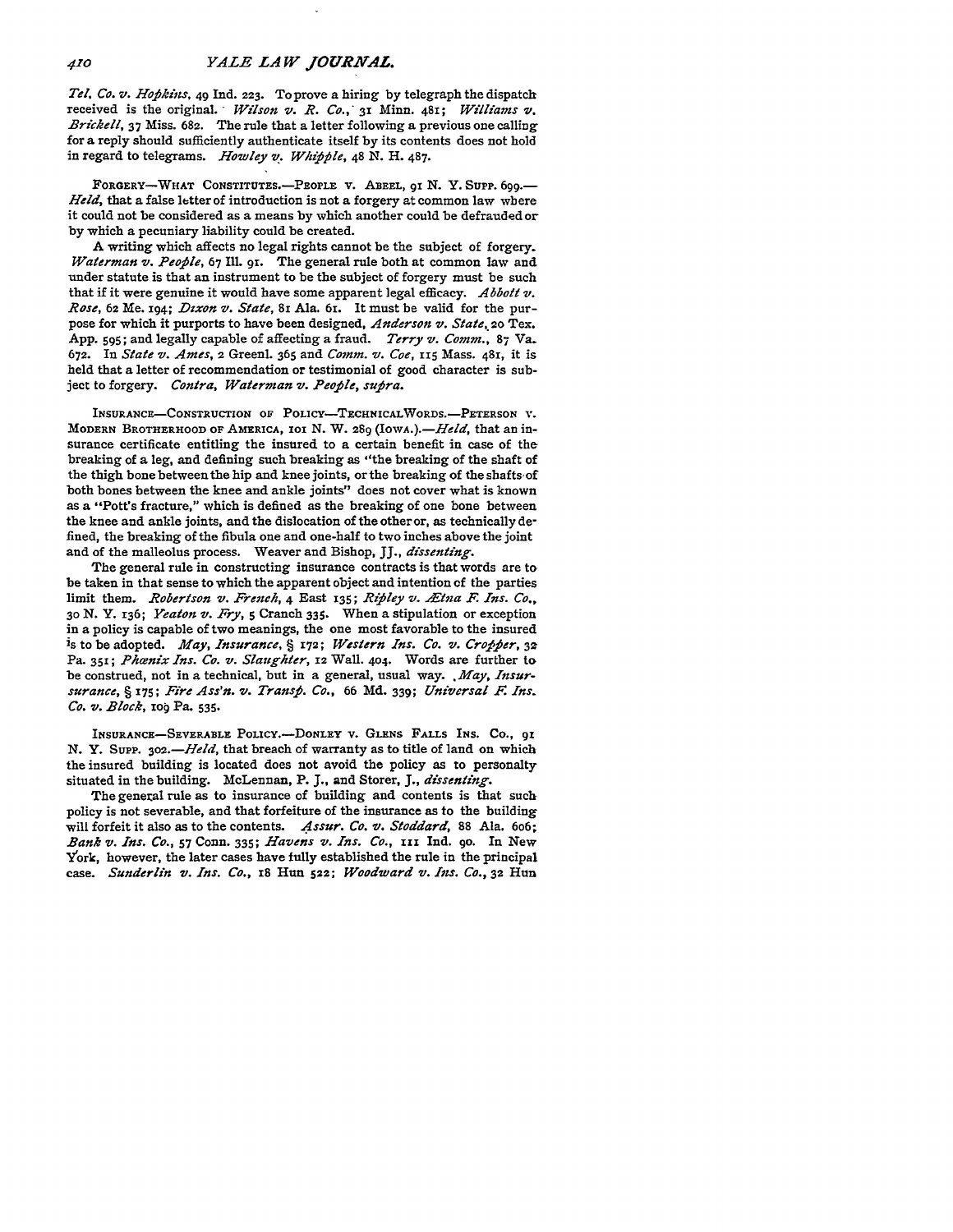*Tel. Co. v. Hopkins*, 49 Ind. 223. To prove a hiring by telegraph the dispatch received is the original. *Wilson v. R. Co.*, 31 Minn. 481; *Williams v. Brickell*, 37 Miss. 682. The rule that a letter following a previous one calling for a reply should sufficiently authenticate itself by its contents does not hold in regard to telegrams. *Howley v. Whipple*, 48 N. H. 487.

FORGERY—WHAT CONSTITUTES.—PEOPLE v. ABEEL, 91 N. Y. SUPP. 699.—*Held*, that a false letter of introduction is not a forgery at common law where it could not be considered as a means by which another could be defrauded or by which a pecuniary liability could be created.

A writing which affects no legal rights cannot be the subject of forgery. *Waterman v. People*, 67 Ill. 91. The general rule both at common law and under statute is that an instrument to be the subject of forgery must be such that if it were genuine it would have some apparent legal efficacy. *Abbott v. Rose*, 62 Me. 194; *Dixon v. State*, 81 Ala. 61. It must be valid for the purpose for which it purports to have been designed, *Anderson v. State*, 20 Tex. App. 595; and legally capable of affecting a fraud. *Terry v. Comm.*, 87 Va. 672. In *State v. Ames*, 2 Greenl. 365 and *Comm. v. Coe*, 115 Mass. 481, it is held that a letter of recommendation or testimonial of good character is subject to forgery. *Contra, Waterman v. People, supra.*

INSURANCE—CONSTRUCTION OF POLICY—TECHNICAL WORDS.—PETERSON v. MODERN BROTHERHOOD OF AMERICA, 101 N. W. 289 (IOWA.).—*Held*, that an insurance certificate entitling the insured to a certain benefit in case of the breaking of a leg, and defining such breaking as "the breaking of the shaft of the thigh bone between the hip and knee joints, or the breaking of the shafts of both bones between the knee and ankle joints" does not cover what is known as a "Pott's fracture," which is defined as the breaking of one bone between the knee and ankle joints, and the dislocation of the other or, as technically defined, the breaking of the fibula one and one-half to two inches above the joint and of the malleolus process. Weaver and Bishop, JJ., *dissenting*.

The general rule in constructing insurance contracts is that words are to be taken in that sense to which the apparent object and intention of the parties limit them. *Robertson v. French*, 4 East 135; *Ripley v. Ætna F. Ins. Co.*, 30 N. Y. 136; *Yeaton v. Fry*, 5 Cranch 335. When a stipulation or exception in a policy is capable of two meanings, the one most favorable to the insured is to be adopted. *May, Insurance*, § 172; *Western Ins. Co. v. Cropper*, 32 Pa. 351; *Phœnix Ins. Co. v. Slaughter*, 12 Wall. 404. Words are further to be construed, not in a technical, but in a general, usual way. *May, Insurance*, § 175; *Fire Ass'n. v. Transp. Co.*, 66 Md. 339; *Universal F. Ins. Co. v. Block*, 109 Pa. 535.

INSURANCE—SEVERABLE POLICY.—DONLEY v. GLENS FALLS INS. CO., 91 N. Y. SUPP. 302.—*Held*, that breach of warranty as to title of land on which the insured building is located does not avoid the policy as to personalty situated in the building. McLennan, P. J., and Storer, J., *dissenting*.

The general rule as to insurance of building and contents is that such policy is not severable, and that forfeiture of the insurance as to the building will forfeit it also as to the contents. *Assur. Co. v. Stoddard*, 88 Ala. 606; *Bank v. Ins. Co.*, 57 Conn. 335; *Havens v. Ins. Co.*, 111 Ind. 90. In New York, however, the later cases have fully established the rule in the principal case. *Sunderlin v. Ins. Co.*, 18 Hun 522; *Woodward v. Ins. Co.*, 32 Hun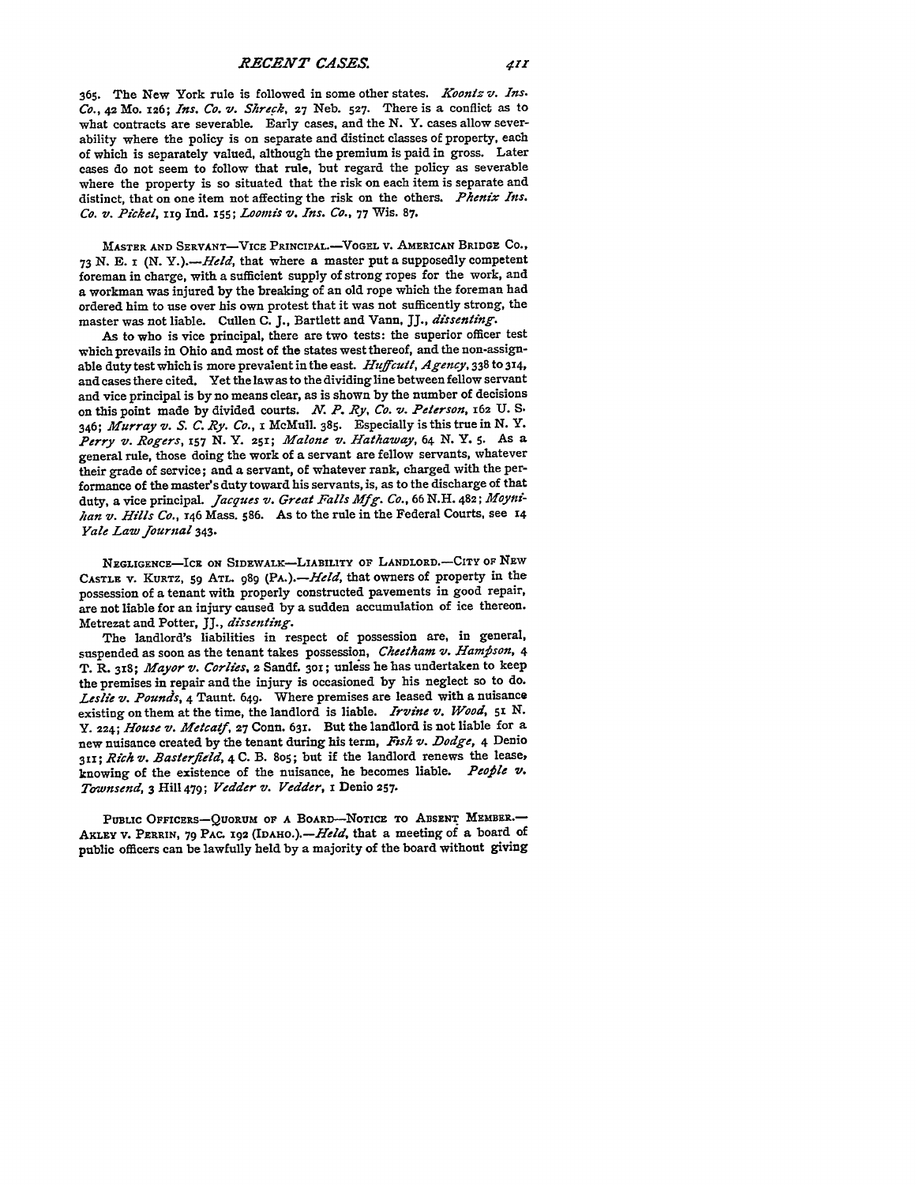365. The New York rule is followed in some other states. *Koontz v. Ins. Co.*, 42 Mo. 126; *Ins. Co. v. Shreck*, 27 Neb. 527. There is a conflict as to what contracts are severable. Early cases, and the N. Y. cases allow severability where the policy is on separate and distinct classes of property, each of which is separately valued, although the premium is paid in gross. Later cases do not seem to follow that rule, but regard the policy as severable where the property is so situated that the risk on each item is separate and distinct, that on one item not affecting the risk on the others. *Phenix Ins. Co. v. Pickel*, 119 Ind. 155; *Loomis v. Ins. Co.*, 77 Wis. 87.

MASTER AND SERVANT—VICE PRINCIPAL.—VOGEL V. AMERICAN BRIDGE CO., 73 N. E. 1 (N. Y.).—*Held*, that where a master put a supposedly competent foreman in charge, with a sufficient supply of strong ropes for the work, and a workman was injured by the breaking of an old rope which the foreman had ordered him to use over his own protest that it was not sufficently strong, the master was not liable. Cullen C. J., Bartlett and Vann, JJ., *dissenting*.

As to who is vice principal, there are two tests: the superior officer test which prevails in Ohio and most of the states west thereof, and the non-assignable duty test which is more prevalent in the east. *Huffcutt, Agency*, 338 to 314, and cases there cited. Yet the law as to the dividing line between fellow servant and vice principal is by no means clear, as is shown by the number of decisions on this point made by divided courts. *N. P. Ry, Co. v. Peterson*, 162 U. S. 346; *Murray v. S. C. Ry. Co.*, 1 McMull. 385. Especially is this true in N. Y. *Perry v. Rogers*, 157 N. Y. 251; *Malone v. Hathaway*, 64 N. Y. 5. As a general rule, those doing the work of a servant are fellow servants, whatever their grade of service; and a servant, of whatever rank, charged with the performance of the master's duty toward his servants, is, as to the discharge of that duty, a vice principal. *Jacques v. Great Falls Mfg. Co.*, 66 N.H. 482; *Moynihan v. Hills Co.*, 146 Mass. 586. As to the rule in the Federal Courts, see 14 *Yale Law Journal* 343.

NEGLIGENCE—ICE ON SIDEWALK—LIABILITY OF LANDLORD.—CITY OF NEW CASTLE V. KURTZ, 59 ATL. 989 (PA.).—*Held*, that owners of property in the possession of a tenant with properly constructed pavements in good repair, are not liable for an injury caused by a sudden accumulation of ice thereon. Metrezat and Potter, JJ., *dissenting*.

The landlord's liabilities in respect of possession are, in general, suspended as soon as the tenant takes possession, *Cheetham v. Hampson*, 4 T. R. 318; *Mayor v. Corlies*, 2 Sandf. 301; unless he has undertaken to keep the premises in repair and the injury is occasioned by his neglect so to do. *Leslie v. Pounds*, 4 Taunt. 649. Where premises are leased with a nuisance existing on them at the time, the landlord is liable. *Irvine v. Wood*, 51 N. Y. 224; *House v. Metcalf*, 27 Conn. 631. But the landlord is not liable for a new nuisance created by the tenant during his term, *Fish v. Dodge*, 4 Denio 311; *Rich v. Basterfield*, 4 C. B. 805; but if the landlord renews the lease, knowing of the existence of the nuisance, he becomes liable. *People v. Townsend*, 3 Hill 479; *Vedder v. Vedder*, 1 Denio 257.

PUBLIC OFFICERS—QUORUM OF A BOARD—NOTICE TO ABSENT MEMBER.—AKLEY V. PERRIN, 79 PAC. 192 (IDAHO.).—*Held*, that a meeting of a board of public officers can be lawfully held by a majority of the board without giving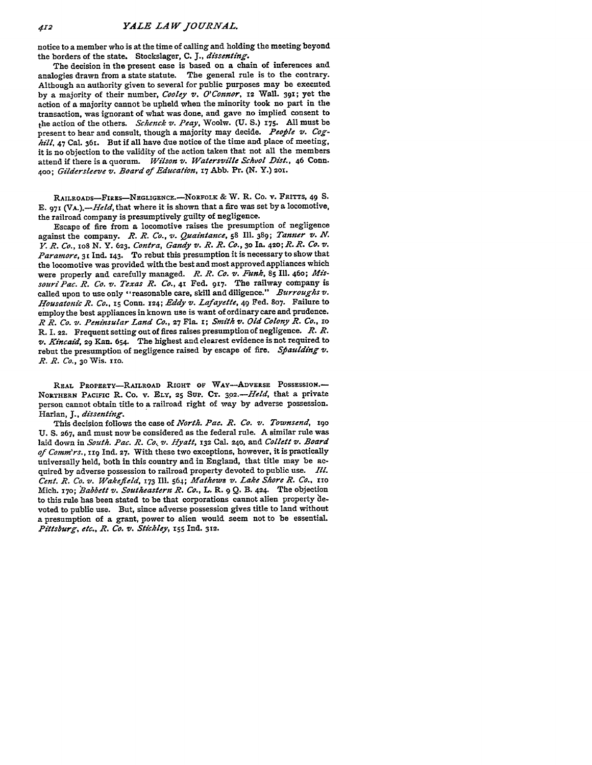notice to a member who is at the time of calling and holding the meeting beyond the borders of the state. Stockslager, C. J., *dissenting*.

The decision in the present case is based on a chain of inferences and analogies drawn from a state statute. The general rule is to the contrary. Although an authority given to several for public purposes may be executed by a majority of their number, *Cooley v. O'Connor*, 12 Wall. 391; yet the action of a majority cannot be upheld when the minority took no part in the transaction, was ignorant of what was done, and gave no implied consent to the action of the others. *Schenck v. Peay*, Woolw. (U. S.) 175. All must be present to hear and consult, though a majority may decide. *People v. Coghill*, 47 Cal. 361. But if all have due notice of the time and place of meeting, it is no objection to the validity of the action taken that not all the members attend if there is a quorum. *Wilson v. Watersville School Dist.*, 46 Conn. 400; *Gildersleeve v. Board of Education*, 17 Abb. Pr. (N. Y.) 201.

RAILROADS—FIRES—NEGLIGENCE.—NORFOLK & W. R. CO. v. FRITTS, 49 S. E. 971 (VA.).—*Held*, that where it is shown that a fire was set by a locomotive, the railroad company is presumptively guilty of negligence.

Escape of fire from a locomotive raises the presumption of negligence against the company. *R. R. Co., v. Quaintance*, 58 Ill. 389; *Tanner v. N. Y. R. Co.*, 108 N. Y. 623. *Contra, Gandy v. R. R. Co.*, 30 Ia. 420; *R. R. Co. v. Paramore*, 31 Ind. 143. To rebut this presumption it is necessary to show that the locomotive was provided with the best and most approved appliances which were properly and carefully managed. *R. R. Co. v. Funk*, 85 Ill. 460; *Missouri Pac. R. Co. v. Texas R. Co.*, 41 Fed. 917. The railway company is called upon to use only "reasonable care, skill and diligence." *Burroughs v. Housatonic R. Co.*, 15 Conn. 124; *Eddy v. Lafayette*, 49 Fed. 807. Failure to employ the best appliances in known use is want of ordinary care and prudence. *R R. Co. v. Peninsular Land Co.*, 27 Fla. 1; *Smith v. Old Colony R. Co.*, 10 R. I. 22. Frequent setting out of fires raises presumption of negligence. *R. R. v. Kincaid*, 29 Kan. 654. The highest and clearest evidence is not required to rebut the presumption of negligence raised by escape of fire. *Spaulding v. R. R. Co.*, 30 Wis. 110.

REAL PROPERTY—RAILROAD RIGHT OF WAY—ADVERSE POSSESSION.—NORTHERN PACIFIC R. CO. v. ELY, 25 SUP. CT. 302.—*Held*, that a private person cannot obtain title to a railroad right of way by adverse possession. Harlan, J., *dissenting*.

This decision follows the case of *North. Pac. R. Co. v. Townsend*, 190 U. S. 267, and must now be considered as the federal rule. A similar rule was laid down in *South. Pac. R. Co. v. Hyatt*, 132 Cal. 240, and *Collett v. Board of Comm'rs.*, 119 Ind. 27. With these two exceptions, however, it is practically universally held, both in this country and in England, that title may be acquired by adverse possession to railroad property devoted to public use. *Ill. Cent. R. Co. v. Wakefield*, 173 Ill. 564; *Mathews v. Lake Shore R. Co.*, 110 Mich. 170; *Babbett v. Southeastern R. Co.*, L. R. 9 Q. B. 424. The objection to this rule has been stated to be that corporations cannot alien property devoted to public use. But, since adverse possession gives title to land without a presumption of a grant, power to alien would seem not to be essential. *Pittsburg, etc., R. Co. v. Stickley*, 155 Ind. 312.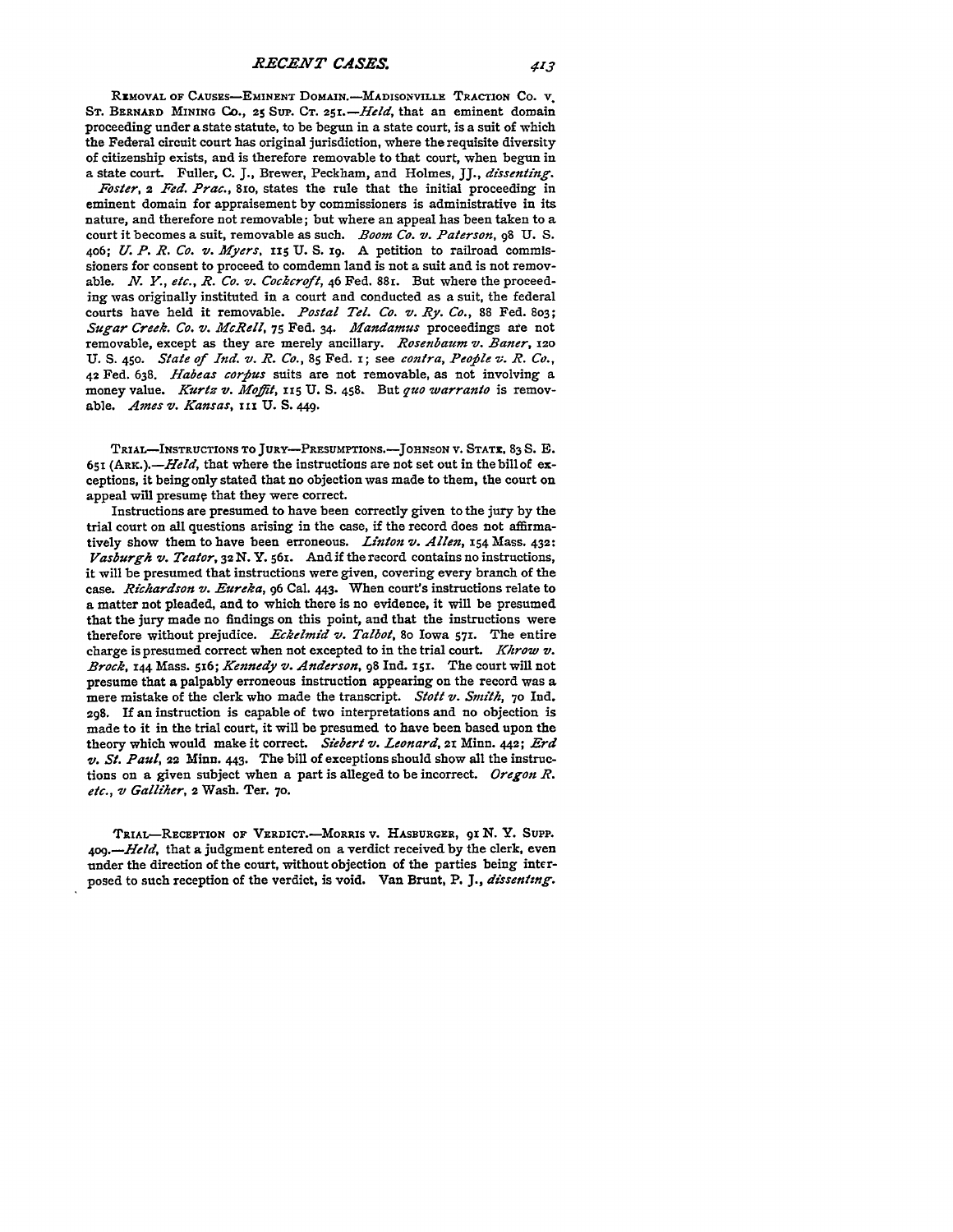REMOVAL OF CAUSES—EMINENT DOMAIN.—MADISONVILLE TRACTION CO. v. ST. BERNARD MINING CO., 25 SUP. CT. 251.—*Held*, that an eminent domain proceeding under a state statute, to be begun in a state court, is a suit of which the Federal circuit court has original jurisdiction, where the requisite diversity of citizenship exists, and is therefore removable to that court, when begun in a state court. Fuller, C. J., Brewer, Peckham, and Holmes, JJ., *dissenting*.

*Foster*, 2 *Fed. Prac.*, 810, states the rule that the initial proceeding in eminent domain for appraisement by commissioners is administrative in its nature, and therefore not removable; but where an appeal has been taken to a court it becomes a suit, removable as such. *Boom Co. v. Paterson*, 98 U. S. 406; *U. P. R. Co. v. Myers*, 115 U. S. 19. A petition to railroad commissioners for consent to proceed to comdemn land is not a suit and is not removable. *N. Y., etc., R. Co. v. Cockcroft*, 46 Fed. 881. But where the proceeding was originally instituted in a court and conducted as a suit, the federal courts have held it removable. *Postal Tel. Co. v. Ry. Co.*, 88 Fed. 803; *Sugar Creek. Co. v. McRell*, 75 Fed. 34. *Mandamus* proceedings are not removable, except as they are merely ancillary. *Rosenbaum v. Baner*, 120 U. S. 450. *State of Ind. v. R. Co.*, 85 Fed. 1; see *contra*, *People v. R. Co.*, 42 Fed. 638. *Habeas corpus* suits are not removable, as not involving a money value. *Kurtz v. Moffit*, 115 U. S. 458. But *quo warranto* is removable. *Ames v. Kansas*, 111 U. S. 449.

TRIAL—INSTRUCTIONS TO JURY—PRESUMPTIONS.—JOHNSON v. STATE, 83 S. E. 651 (ARK.).—*Held*, that where the instructions are not set out in the bill of exceptions, it being only stated that no objection was made to them, the court on appeal will presume that they were correct.

Instructions are presumed to have been correctly given to the jury by the trial court on all questions arising in the case, if the record does not affirmatively show them to have been erroneous. *Linton v. Allen*, 154 Mass. 432: *Vasburgh v. Teator*, 32 N. Y. 561. And if the record contains no instructions, it will be presumed that instructions were given, covering every branch of the case. *Richardson v. Eureka*, 96 Cal. 443. When court's instructions relate to a matter not pleaded, and to which there is no evidence, it will be presumed that the jury made no findings on this point, and that the instructions were therefore without prejudice. *Eckelmid v. Talbot*, 80 Iowa 571. The entire charge is presumed correct when not excepted to in the trial court. *Khrow v. Brock*, 144 Mass. 516; *Kennedy v. Anderson*, 98 Ind. 151. The court will not presume that a palpably erroneous instruction appearing on the record was a mere mistake of the clerk who made the transcript. *Stott v. Smith*, 70 Ind. 298. If an instruction is capable of two interpretations and no objection is made to it in the trial court, it will be presumed to have been based upon the theory which would make it correct. *Siebert v. Leonard*, 21 Minn. 442; *Erd v. St. Paul*, 22 Minn. 443. The bill of exceptions should show all the instructions on a given subject when a part is alleged to be incorrect. *Oregon R. etc., v Galliher*, 2 Wash. Ter. 70.

TRIAL—RECEPTION OF VERDICT.—MORRIS v. HASBURGER, 91 N. Y. SUPP. 409.—*Held*, that a judgment entered on a verdict received by the clerk, even under the direction of the court, without objection of the parties being interposed to such reception of the verdict, is void. Van Brunt, P. J., *dissenting*.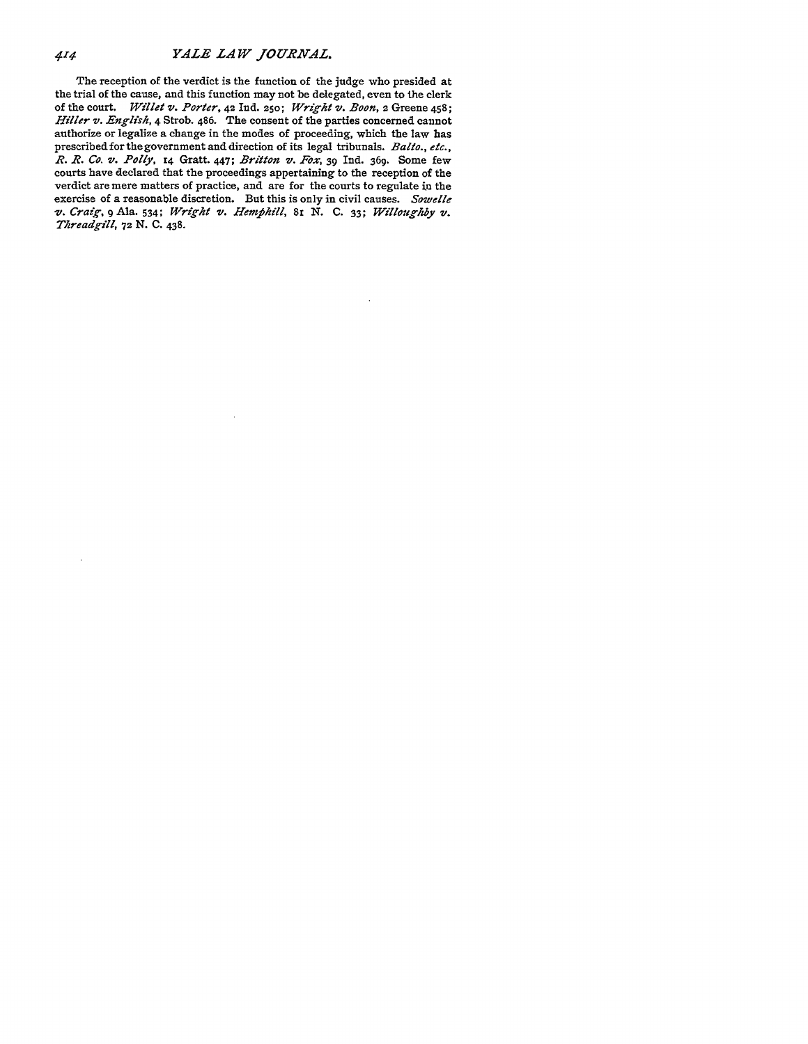The reception of the verdict is the function of the judge who presided at the trial of the cause, and this function may not be delegated, even to the clerk of the court. *Willet v. Porter*, 42 Ind. 250; *Wright v. Boon*, 2 Greene 458; *Hiller v. English*, 4 Strob. 486. The consent of the parties concerned cannot authorize or legalize a change in the modes of proceeding, which the law has prescribed for the government and direction of its legal tribunals. *Balto., etc., R. R. Co. v. Polly*, 14 Gratt. 447; *Britton v. Fox*, 39 Ind. 369. Some few courts have declared that the proceedings appertaining to the reception of the verdict are mere matters of practice, and are for the courts to regulate in the exercise of a reasonable discretion. But this is only in civil causes. *Sowelle v. Craig*, 9 Ala. 534; *Wright v. Hemphill*, 81 N. C. 33; *Willoughby v. Threadgill*, 72 N. C. 438.